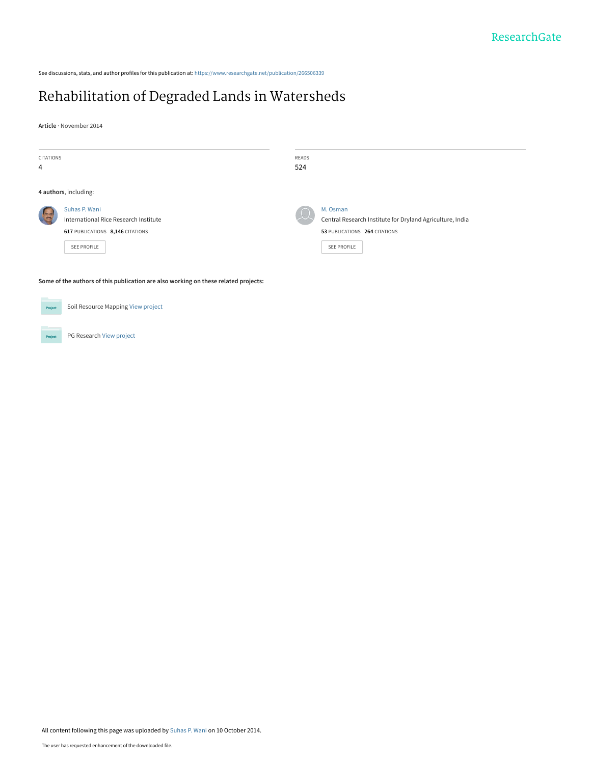See discussions, stats, and author profiles for this publication at: https://www.researchgate.net/publication/266506339

# Rehabilitation of Degraded Lands in Watersheds

**Article** · November 2014

| CITATIONS | READS |
| --- | --- |
| 4 | 524 |

**4 authors**, including:

**Suhas P. Wani**
International Rice Research Institute
617 PUBLICATIONS 8,146 CITATIONS
SEE PROFILE

**M. Osman**
Central Research Institute for Dryland Agriculture, India
53 PUBLICATIONS 264 CITATIONS
SEE PROFILE

**Some of the authors of this publication are also working on these related projects:**

- Soil Resource Mapping View project
- PG Research View project

All content following this page was uploaded by Suhas P. Wani on 10 October 2014.

The user has requested enhancement of the downloaded file.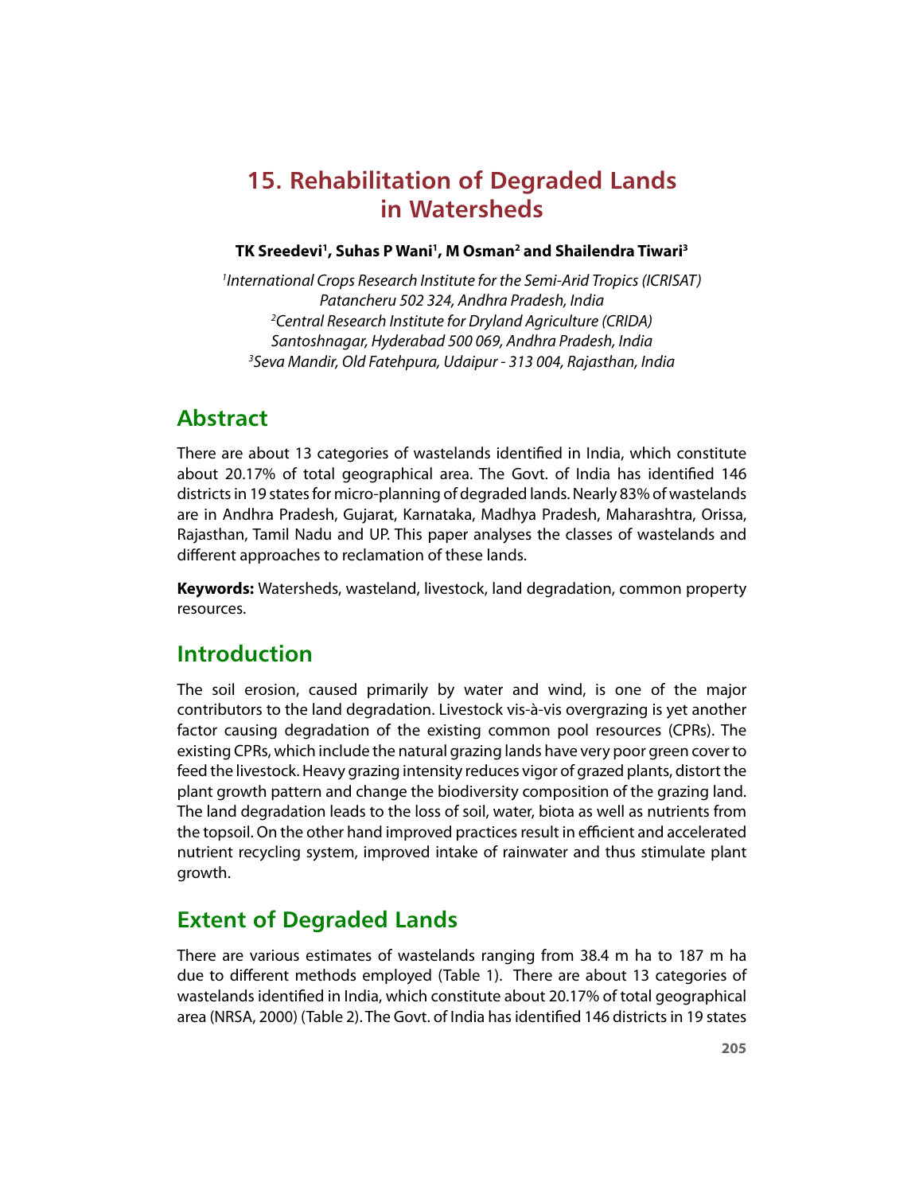# 15. Rehabilitation of Degraded Lands in Watersheds

**TK Sreedevi[1], Suhas P Wani[1], M Osman[2] and Shailendra Tiwari[3]**

*[1]International Crops Research Institute for the Semi-Arid Tropics (ICRISAT) Patancheru 502 324, Andhra Pradesh, India*
*[2]Central Research Institute for Dryland Agriculture (CRIDA) Santoshnagar, Hyderabad 500 069, Andhra Pradesh, India*
*[3]Seva Mandir, Old Fatehpura, Udaipur - 313 004, Rajasthan, India*

## Abstract

There are about 13 categories of wastelands identified in India, which constitute about 20.17% of total geographical area. The Govt. of India has identified 146 districts in 19 states for micro-planning of degraded lands. Nearly 83% of wastelands are in Andhra Pradesh, Gujarat, Karnataka, Madhya Pradesh, Maharashtra, Orissa, Rajasthan, Tamil Nadu and UP. This paper analyses the classes of wastelands and different approaches to reclamation of these lands.

**Keywords:** Watersheds, wasteland, livestock, land degradation, common property resources.

## Introduction

The soil erosion, caused primarily by water and wind, is one of the major contributors to the land degradation. Livestock vis-à-vis overgrazing is yet another factor causing degradation of the existing common pool resources (CPRs). The existing CPRs, which include the natural grazing lands have very poor green cover to feed the livestock. Heavy grazing intensity reduces vigor of grazed plants, distort the plant growth pattern and change the biodiversity composition of the grazing land. The land degradation leads to the loss of soil, water, biota as well as nutrients from the topsoil. On the other hand improved practices result in efficient and accelerated nutrient recycling system, improved intake of rainwater and thus stimulate plant growth.

## Extent of Degraded Lands

There are various estimates of wastelands ranging from 38.4 m ha to 187 m ha due to different methods employed (Table 1). There are about 13 categories of wastelands identified in India, which constitute about 20.17% of total geographical area (NRSA, 2000) (Table 2). The Govt. of India has identified 146 districts in 19 states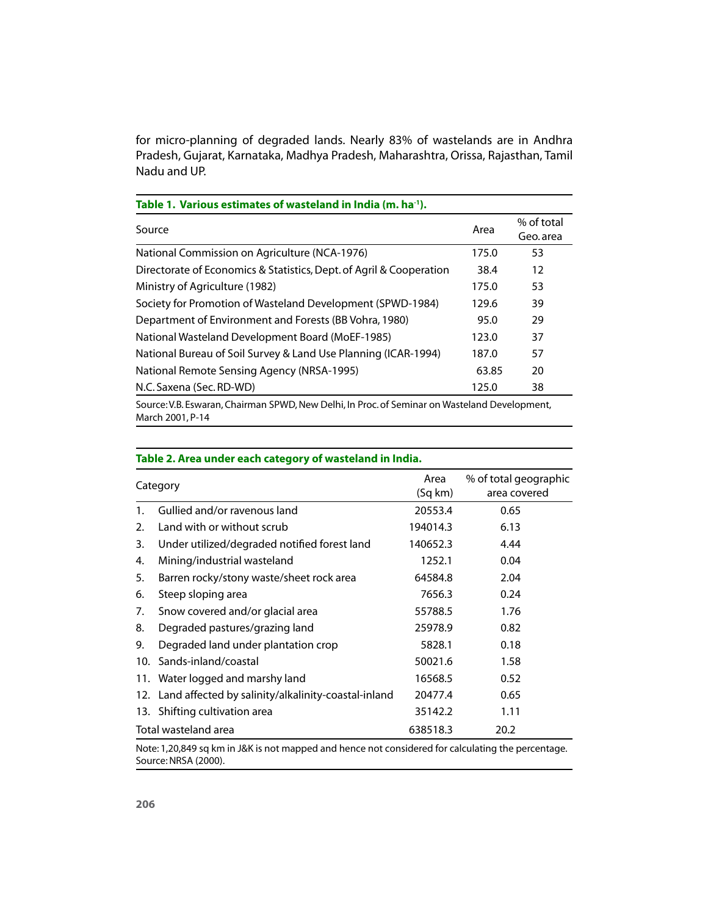for micro-planning of degraded lands. Nearly 83% of wastelands are in Andhra Pradesh, Gujarat, Karnataka, Madhya Pradesh, Maharashtra, Orissa, Rajasthan, Tamil Nadu and UP.

**Table 1. Various estimates of wasteland in India (m. ha$^{-1}$).**

| Source | Area | % of total Geo. area |
|---|---|---|
| National Commission on Agriculture (NCA-1976) | 175.0 | 53 |
| Directorate of Economics & Statistics, Dept. of Agril & Cooperation | 38.4 | 12 |
| Ministry of Agriculture (1982) | 175.0 | 53 |
| Society for Promotion of Wasteland Development (SPWD-1984) | 129.6 | 39 |
| Department of Environment and Forests (BB Vohra, 1980) | 95.0 | 29 |
| National Wasteland Development Board (MoEF-1985) | 123.0 | 37 |
| National Bureau of Soil Survey & Land Use Planning (ICAR-1994) | 187.0 | 57 |
| National Remote Sensing Agency (NRSA-1995) | 63.85 | 20 |
| N.C. Saxena (Sec. RD-WD) | 125.0 | 38 |

Source: V.B. Eswaran, Chairman SPWD, New Delhi, In Proc. of Seminar on Wasteland Development, March 2001, P-14

**Table 2. Area under each category of wasteland in India.**

| | Category | Area (Sq km) | % of total geographic area covered |
|---|---|---|---|
| 1. | Gullied and/or ravenous land | 20553.4 | 0.65 |
| 2. | Land with or without scrub | 194014.3 | 6.13 |
| 3. | Under utilized/degraded notified forest land | 140652.3 | 4.44 |
| 4. | Mining/industrial wasteland | 1252.1 | 0.04 |
| 5. | Barren rocky/stony waste/sheet rock area | 64584.8 | 2.04 |
| 6. | Steep sloping area | 7656.3 | 0.24 |
| 7. | Snow covered and/or glacial area | 55788.5 | 1.76 |
| 8. | Degraded pastures/grazing land | 25978.9 | 0.82 |
| 9. | Degraded land under plantation crop | 5828.1 | 0.18 |
| 10. | Sands-inland/coastal | 50021.6 | 1.58 |
| 11. | Water logged and marshy land | 16568.5 | 0.52 |
| 12. | Land affected by salinity/alkalinity-coastal-inland | 20477.4 | 0.65 |
| 13. | Shifting cultivation area | 35142.2 | 1.11 |
| | Total wasteland area | 638518.3 | 20.2 |

Note: 1,20,849 sq km in J&K is not mapped and hence not considered for calculating the percentage.
Source: NRSA (2000).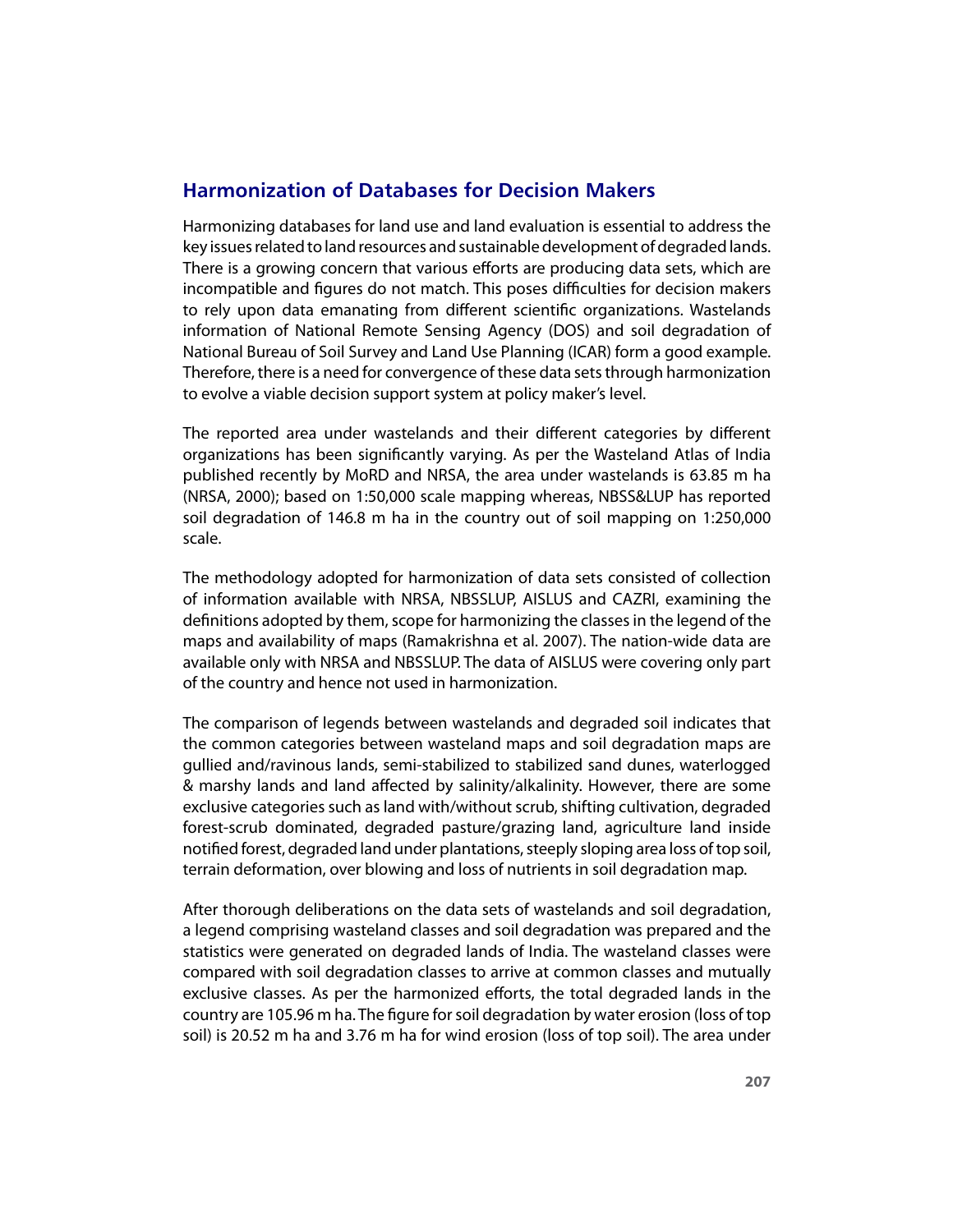## Harmonization of Databases for Decision Makers

Harmonizing databases for land use and land evaluation is essential to address the key issues related to land resources and sustainable development of degraded lands. There is a growing concern that various efforts are producing data sets, which are incompatible and figures do not match. This poses difficulties for decision makers to rely upon data emanating from different scientific organizations. Wastelands information of National Remote Sensing Agency (DOS) and soil degradation of National Bureau of Soil Survey and Land Use Planning (ICAR) form a good example. Therefore, there is a need for convergence of these data sets through harmonization to evolve a viable decision support system at policy maker's level.

The reported area under wastelands and their different categories by different organizations has been significantly varying. As per the Wasteland Atlas of India published recently by MoRD and NRSA, the area under wastelands is 63.85 m ha (NRSA, 2000); based on 1:50,000 scale mapping whereas, NBSS&LUP has reported soil degradation of 146.8 m ha in the country out of soil mapping on 1:250,000 scale.

The methodology adopted for harmonization of data sets consisted of collection of information available with NRSA, NBSSLUP, AISLUS and CAZRI, examining the definitions adopted by them, scope for harmonizing the classes in the legend of the maps and availability of maps (Ramakrishna et al. 2007). The nation-wide data are available only with NRSA and NBSSLUP. The data of AISLUS were covering only part of the country and hence not used in harmonization.

The comparison of legends between wastelands and degraded soil indicates that the common categories between wasteland maps and soil degradation maps are gullied and/ravinous lands, semi-stabilized to stabilized sand dunes, waterlogged & marshy lands and land affected by salinity/alkalinity. However, there are some exclusive categories such as land with/without scrub, shifting cultivation, degraded forest-scrub dominated, degraded pasture/grazing land, agriculture land inside notified forest, degraded land under plantations, steeply sloping area loss of top soil, terrain deformation, over blowing and loss of nutrients in soil degradation map.

After thorough deliberations on the data sets of wastelands and soil degradation, a legend comprising wasteland classes and soil degradation was prepared and the statistics were generated on degraded lands of India. The wasteland classes were compared with soil degradation classes to arrive at common classes and mutually exclusive classes. As per the harmonized efforts, the total degraded lands in the country are 105.96 m ha. The figure for soil degradation by water erosion (loss of top soil) is 20.52 m ha and 3.76 m ha for wind erosion (loss of top soil). The area under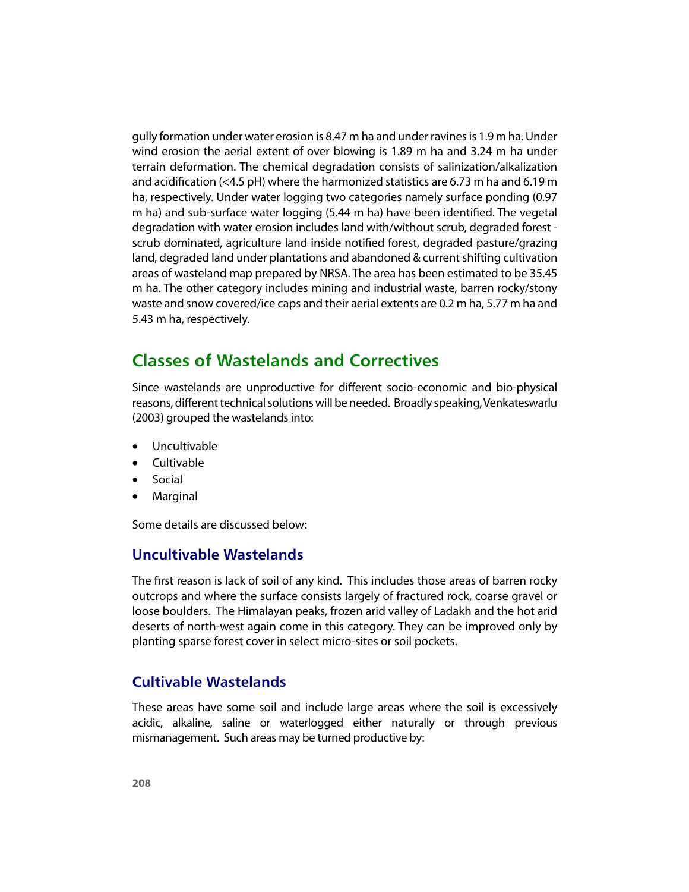gully formation under water erosion is 8.47 m ha and under ravines is 1.9 m ha. Under wind erosion the aerial extent of over blowing is 1.89 m ha and 3.24 m ha under terrain deformation. The chemical degradation consists of salinization/alkalization and acidification (<4.5 pH) where the harmonized statistics are 6.73 m ha and 6.19 m ha, respectively. Under water logging two categories namely surface ponding (0.97 m ha) and sub-surface water logging (5.44 m ha) have been identified. The vegetal degradation with water erosion includes land with/without scrub, degraded forest - scrub dominated, agriculture land inside notified forest, degraded pasture/grazing land, degraded land under plantations and abandoned & current shifting cultivation areas of wasteland map prepared by NRSA. The area has been estimated to be 35.45 m ha. The other category includes mining and industrial waste, barren rocky/stony waste and snow covered/ice caps and their aerial extents are 0.2 m ha, 5.77 m ha and 5.43 m ha, respectively.

## Classes of Wastelands and Correctives

Since wastelands are unproductive for different socio-economic and bio-physical reasons, different technical solutions will be needed. Broadly speaking, Venkateswarlu (2003) grouped the wastelands into:

- Uncultivable
- Cultivable
- Social
- Marginal

Some details are discussed below:

### Uncultivable Wastelands

The first reason is lack of soil of any kind. This includes those areas of barren rocky outcrops and where the surface consists largely of fractured rock, coarse gravel or loose boulders. The Himalayan peaks, frozen arid valley of Ladakh and the hot arid deserts of north-west again come in this category. They can be improved only by planting sparse forest cover in select micro-sites or soil pockets.

### Cultivable Wastelands

These areas have some soil and include large areas where the soil is excessively acidic, alkaline, saline or waterlogged either naturally or through previous mismanagement. Such areas may be turned productive by: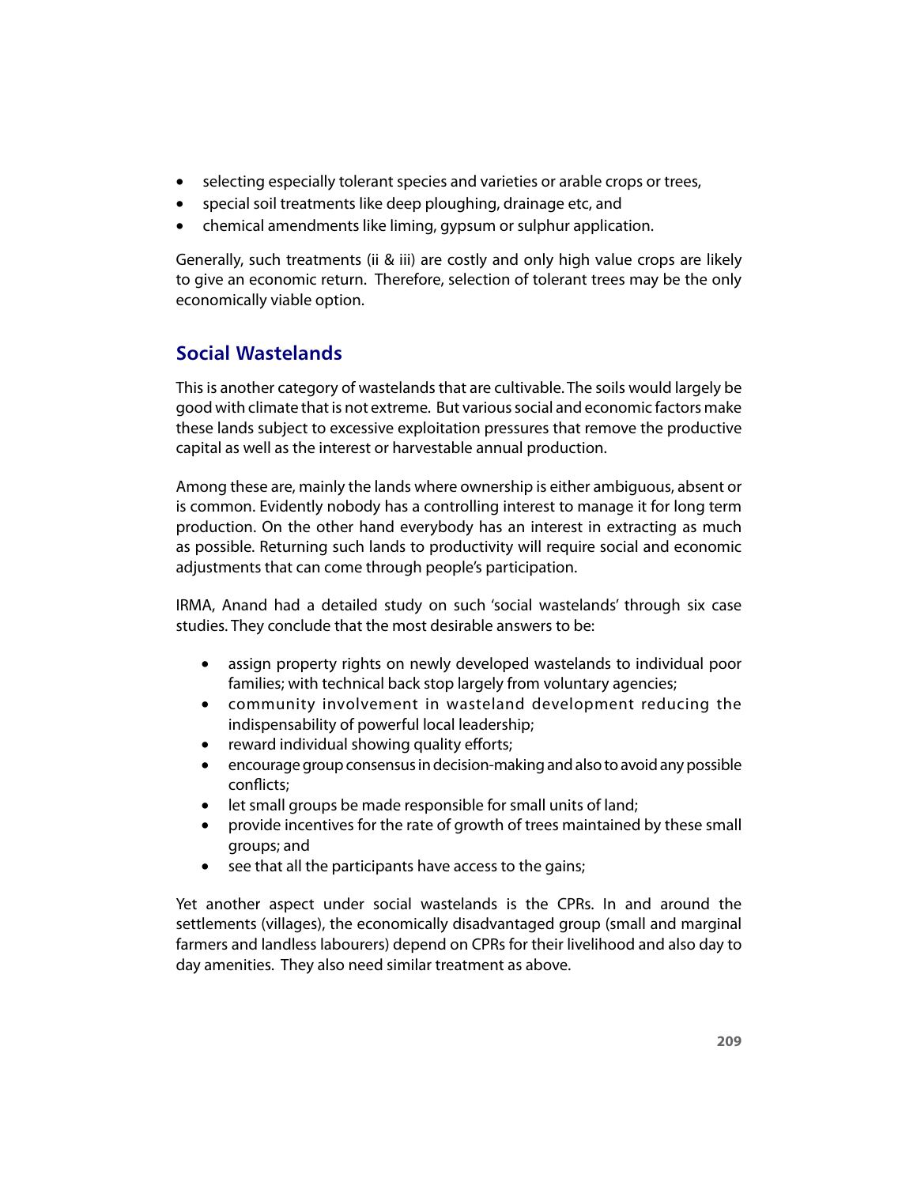- selecting especially tolerant species and varieties or arable crops or trees,
- special soil treatments like deep ploughing, drainage etc, and
- chemical amendments like liming, gypsum or sulphur application.

Generally, such treatments (ii & iii) are costly and only high value crops are likely to give an economic return. Therefore, selection of tolerant trees may be the only economically viable option.

## Social Wastelands

This is another category of wastelands that are cultivable. The soils would largely be good with climate that is not extreme. But various social and economic factors make these lands subject to excessive exploitation pressures that remove the productive capital as well as the interest or harvestable annual production.

Among these are, mainly the lands where ownership is either ambiguous, absent or is common. Evidently nobody has a controlling interest to manage it for long term production. On the other hand everybody has an interest in extracting as much as possible. Returning such lands to productivity will require social and economic adjustments that can come through people's participation.

IRMA, Anand had a detailed study on such 'social wastelands' through six case studies. They conclude that the most desirable answers to be:

- assign property rights on newly developed wastelands to individual poor families; with technical back stop largely from voluntary agencies;
- community involvement in wasteland development reducing the indispensability of powerful local leadership;
- reward individual showing quality efforts;
- encourage group consensus in decision-making and also to avoid any possible conflicts;
- let small groups be made responsible for small units of land;
- provide incentives for the rate of growth of trees maintained by these small groups; and
- see that all the participants have access to the gains;

Yet another aspect under social wastelands is the CPRs. In and around the settlements (villages), the economically disadvantaged group (small and marginal farmers and landless labourers) depend on CPRs for their livelihood and also day to day amenities. They also need similar treatment as above.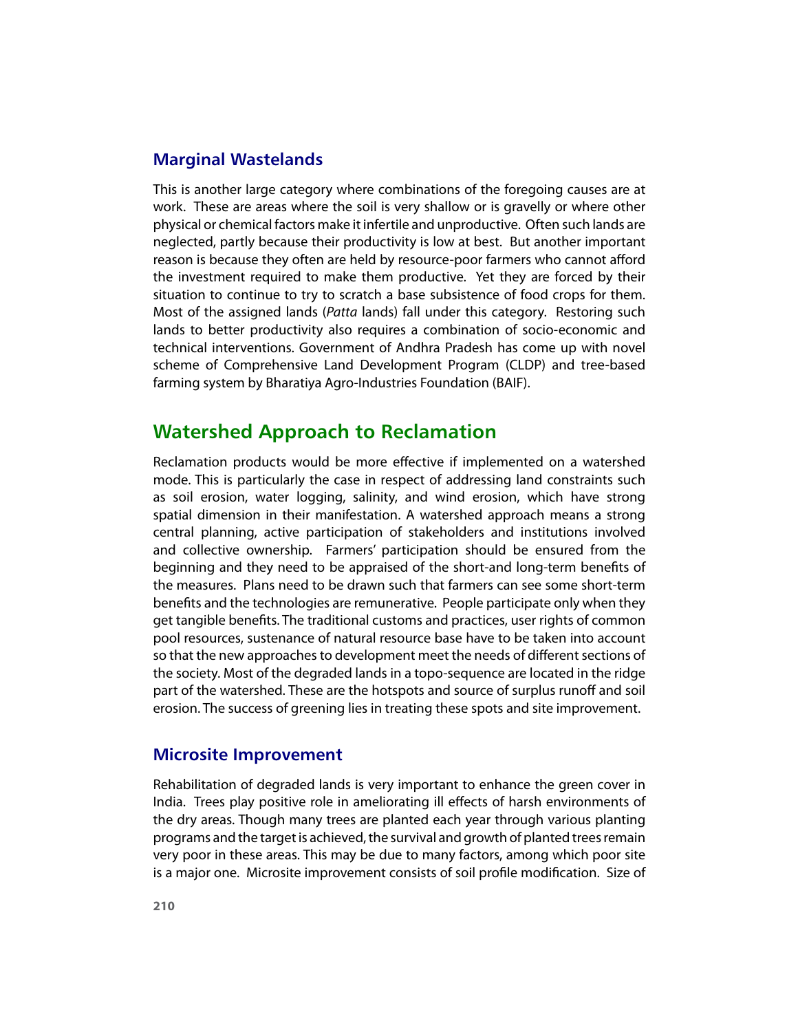### Marginal Wastelands

This is another large category where combinations of the foregoing causes are at work. These are areas where the soil is very shallow or is gravelly or where other physical or chemical factors make it infertile and unproductive. Often such lands are neglected, partly because their productivity is low at best. But another important reason is because they often are held by resource-poor farmers who cannot afford the investment required to make them productive. Yet they are forced by their situation to continue to try to scratch a base subsistence of food crops for them. Most of the assigned lands (*Patta* lands) fall under this category. Restoring such lands to better productivity also requires a combination of socio-economic and technical interventions. Government of Andhra Pradesh has come up with novel scheme of Comprehensive Land Development Program (CLDP) and tree-based farming system by Bharatiya Agro-Industries Foundation (BAIF).

## Watershed Approach to Reclamation

Reclamation products would be more effective if implemented on a watershed mode. This is particularly the case in respect of addressing land constraints such as soil erosion, water logging, salinity, and wind erosion, which have strong spatial dimension in their manifestation. A watershed approach means a strong central planning, active participation of stakeholders and institutions involved and collective ownership. Farmers' participation should be ensured from the beginning and they need to be appraised of the short-and long-term benefits of the measures. Plans need to be drawn such that farmers can see some short-term benefits and the technologies are remunerative. People participate only when they get tangible benefits. The traditional customs and practices, user rights of common pool resources, sustenance of natural resource base have to be taken into account so that the new approaches to development meet the needs of different sections of the society. Most of the degraded lands in a topo-sequence are located in the ridge part of the watershed. These are the hotspots and source of surplus runoff and soil erosion. The success of greening lies in treating these spots and site improvement.

### Microsite Improvement

Rehabilitation of degraded lands is very important to enhance the green cover in India. Trees play positive role in ameliorating ill effects of harsh environments of the dry areas. Though many trees are planted each year through various planting programs and the target is achieved, the survival and growth of planted trees remain very poor in these areas. This may be due to many factors, among which poor site is a major one. Microsite improvement consists of soil profile modification. Size of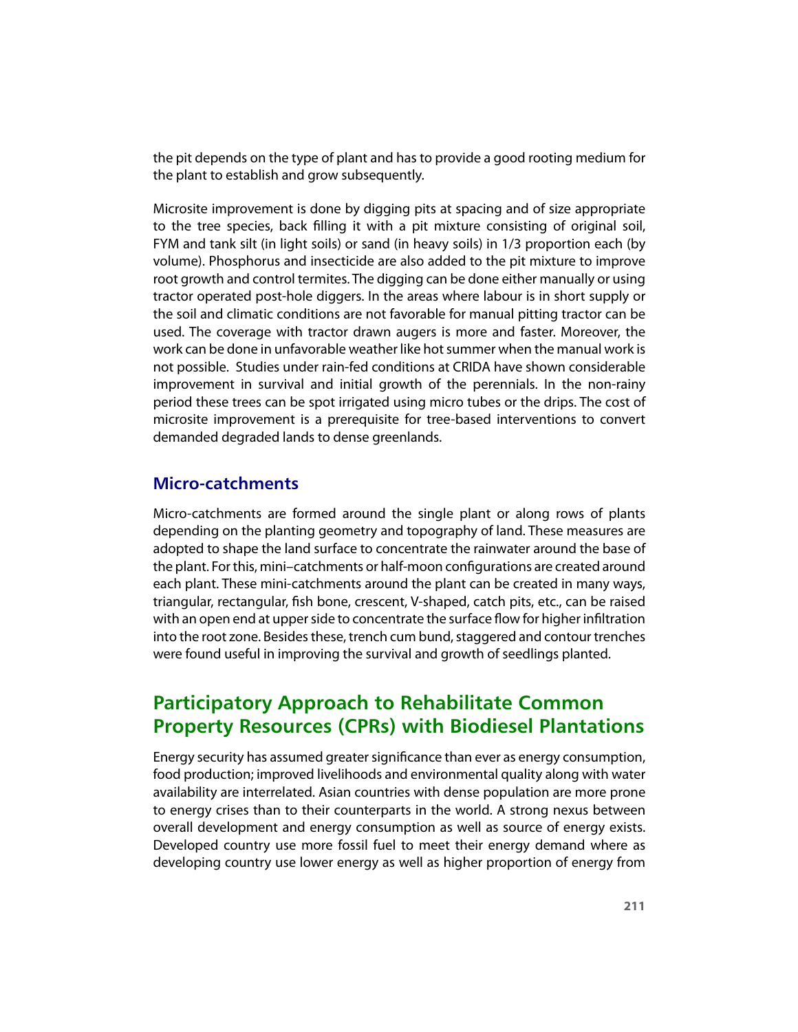the pit depends on the type of plant and has to provide a good rooting medium for the plant to establish and grow subsequently.

Microsite improvement is done by digging pits at spacing and of size appropriate to the tree species, back filling it with a pit mixture consisting of original soil, FYM and tank silt (in light soils) or sand (in heavy soils) in 1/3 proportion each (by volume). Phosphorus and insecticide are also added to the pit mixture to improve root growth and control termites. The digging can be done either manually or using tractor operated post-hole diggers. In the areas where labour is in short supply or the soil and climatic conditions are not favorable for manual pitting tractor can be used. The coverage with tractor drawn augers is more and faster. Moreover, the work can be done in unfavorable weather like hot summer when the manual work is not possible. Studies under rain-fed conditions at CRIDA have shown considerable improvement in survival and initial growth of the perennials. In the non-rainy period these trees can be spot irrigated using micro tubes or the drips. The cost of microsite improvement is a prerequisite for tree-based interventions to convert demanded degraded lands to dense greenlands.

### Micro-catchments

Micro-catchments are formed around the single plant or along rows of plants depending on the planting geometry and topography of land. These measures are adopted to shape the land surface to concentrate the rainwater around the base of the plant. For this, mini–catchments or half-moon configurations are created around each plant. These mini-catchments around the plant can be created in many ways, triangular, rectangular, fish bone, crescent, V-shaped, catch pits, etc., can be raised with an open end at upper side to concentrate the surface flow for higher infiltration into the root zone. Besides these, trench cum bund, staggered and contour trenches were found useful in improving the survival and growth of seedlings planted.

## Participatory Approach to Rehabilitate Common Property Resources (CPRs) with Biodiesel Plantations

Energy security has assumed greater significance than ever as energy consumption, food production; improved livelihoods and environmental quality along with water availability are interrelated. Asian countries with dense population are more prone to energy crises than to their counterparts in the world. A strong nexus between overall development and energy consumption as well as source of energy exists. Developed country use more fossil fuel to meet their energy demand where as developing country use lower energy as well as higher proportion of energy from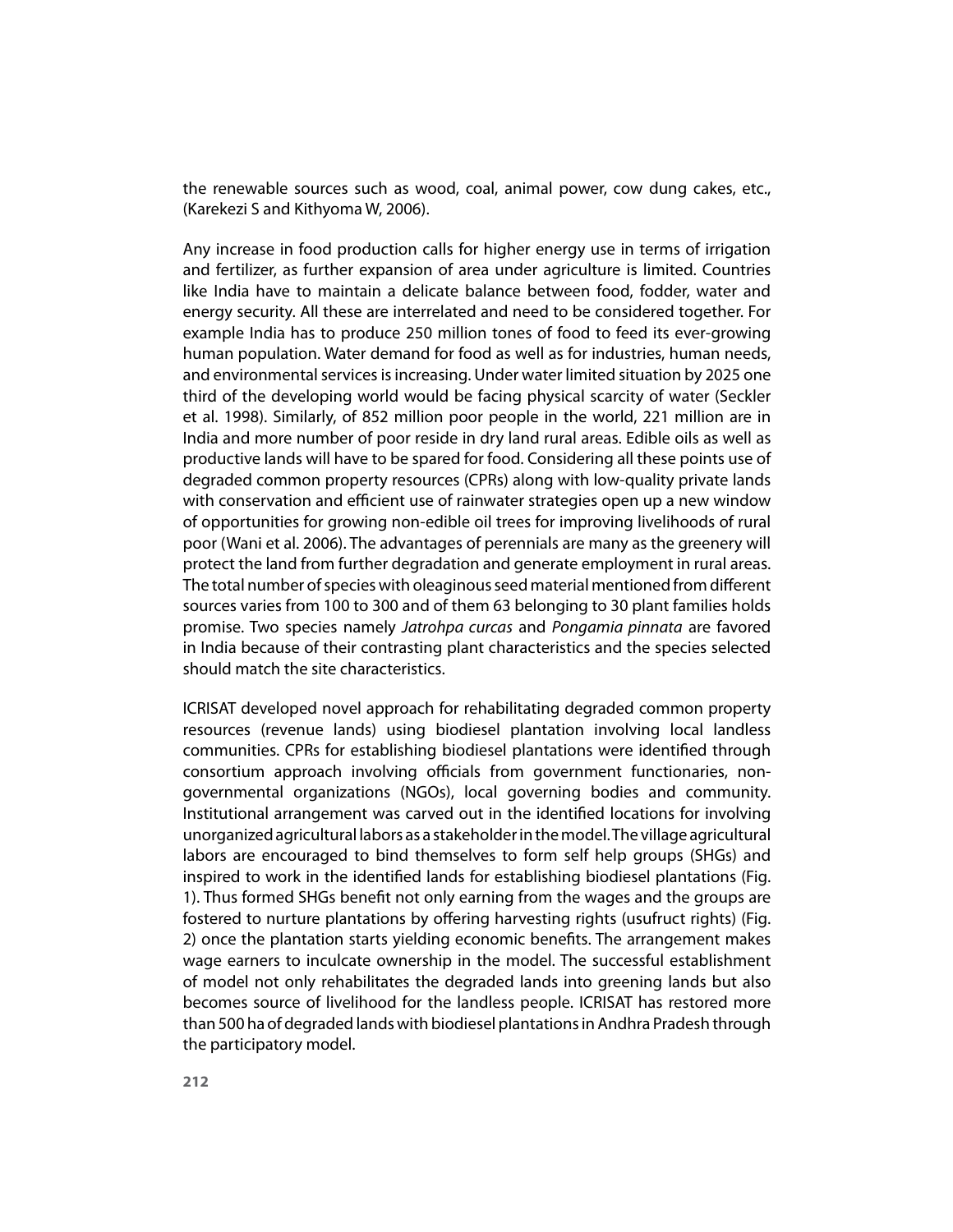the renewable sources such as wood, coal, animal power, cow dung cakes, etc., (Karekezi S and Kithyoma W, 2006).

Any increase in food production calls for higher energy use in terms of irrigation and fertilizer, as further expansion of area under agriculture is limited. Countries like India have to maintain a delicate balance between food, fodder, water and energy security. All these are interrelated and need to be considered together. For example India has to produce 250 million tones of food to feed its ever-growing human population. Water demand for food as well as for industries, human needs, and environmental services is increasing. Under water limited situation by 2025 one third of the developing world would be facing physical scarcity of water (Seckler et al. 1998). Similarly, of 852 million poor people in the world, 221 million are in India and more number of poor reside in dry land rural areas. Edible oils as well as productive lands will have to be spared for food. Considering all these points use of degraded common property resources (CPRs) along with low-quality private lands with conservation and efficient use of rainwater strategies open up a new window of opportunities for growing non-edible oil trees for improving livelihoods of rural poor (Wani et al. 2006). The advantages of perennials are many as the greenery will protect the land from further degradation and generate employment in rural areas. The total number of species with oleaginous seed material mentioned from different sources varies from 100 to 300 and of them 63 belonging to 30 plant families holds promise. Two species namely *Jatrohpa curcas* and *Pongamia pinnata* are favored in India because of their contrasting plant characteristics and the species selected should match the site characteristics.

ICRISAT developed novel approach for rehabilitating degraded common property resources (revenue lands) using biodiesel plantation involving local landless communities. CPRs for establishing biodiesel plantations were identified through consortium approach involving officials from government functionaries, non-governmental organizations (NGOs), local governing bodies and community. Institutional arrangement was carved out in the identified locations for involving unorganized agricultural labors as a stakeholder in the model. The village agricultural labors are encouraged to bind themselves to form self help groups (SHGs) and inspired to work in the identified lands for establishing biodiesel plantations (Fig. 1). Thus formed SHGs benefit not only earning from the wages and the groups are fostered to nurture plantations by offering harvesting rights (usufruct rights) (Fig. 2) once the plantation starts yielding economic benefits. The arrangement makes wage earners to inculcate ownership in the model. The successful establishment of model not only rehabilitates the degraded lands into greening lands but also becomes source of livelihood for the landless people. ICRISAT has restored more than 500 ha of degraded lands with biodiesel plantations in Andhra Pradesh through the participatory model.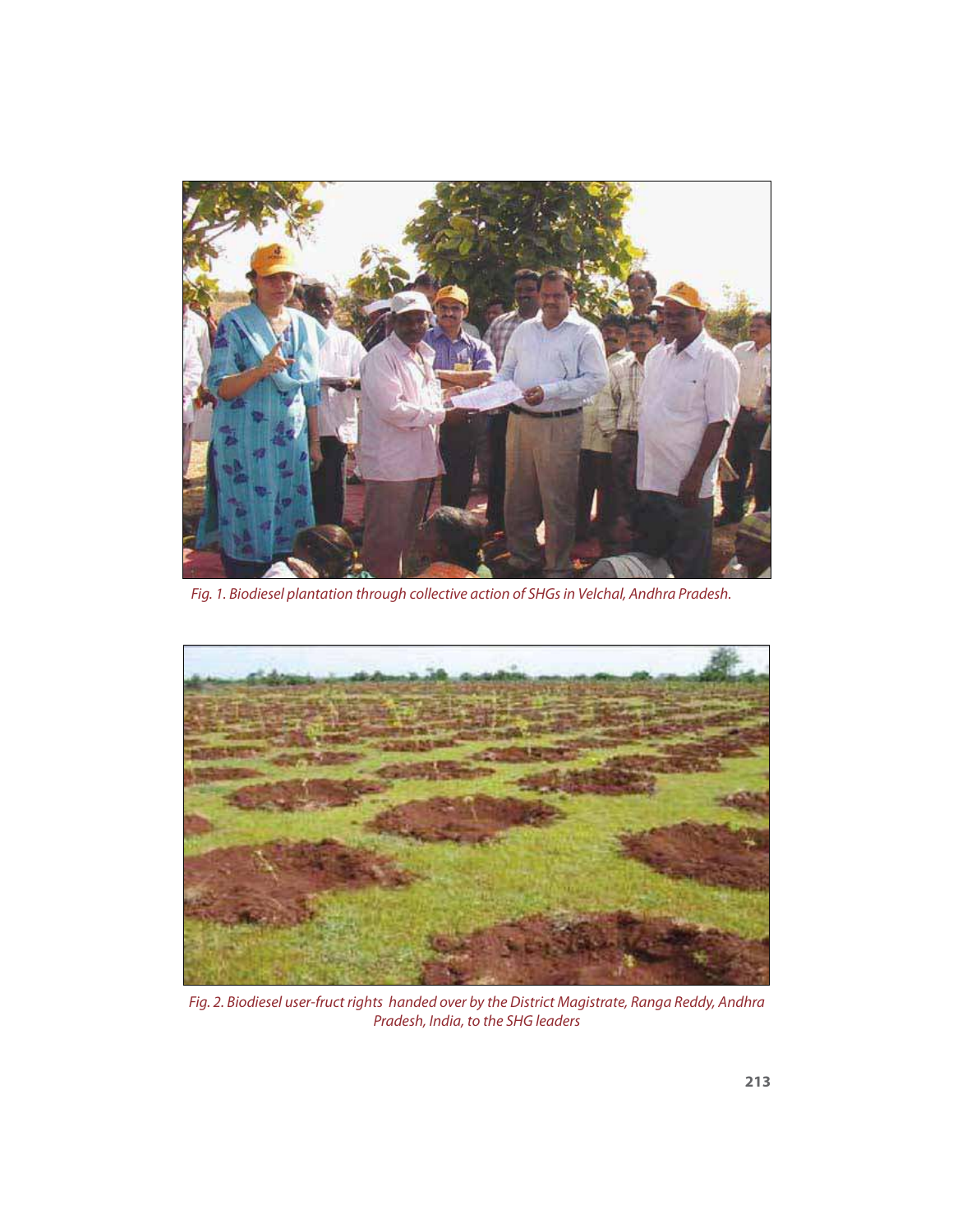*Fig. 1. Biodiesel plantation through collective action of SHGs in Velchal, Andhra Pradesh.*

*Fig. 2. Biodiesel user-fruct rights handed over by the District Magistrate, Ranga Reddy, Andhra Pradesh, India, to the SHG leaders*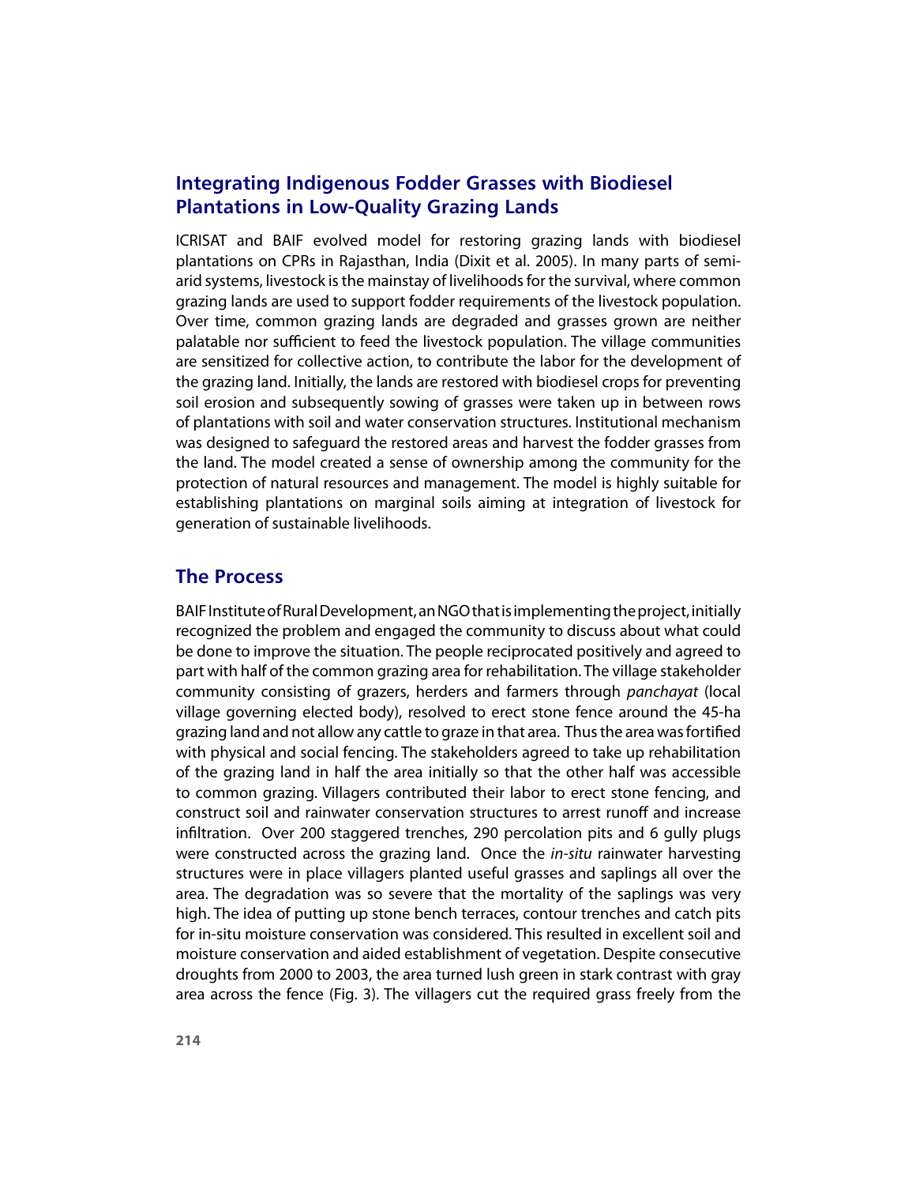## Integrating Indigenous Fodder Grasses with Biodiesel Plantations in Low-Quality Grazing Lands

ICRISAT and BAIF evolved model for restoring grazing lands with biodiesel plantations on CPRs in Rajasthan, India (Dixit et al. 2005). In many parts of semi-arid systems, livestock is the mainstay of livelihoods for the survival, where common grazing lands are used to support fodder requirements of the livestock population. Over time, common grazing lands are degraded and grasses grown are neither palatable nor sufficient to feed the livestock population. The village communities are sensitized for collective action, to contribute the labor for the development of the grazing land. Initially, the lands are restored with biodiesel crops for preventing soil erosion and subsequently sowing of grasses were taken up in between rows of plantations with soil and water conservation structures. Institutional mechanism was designed to safeguard the restored areas and harvest the fodder grasses from the land. The model created a sense of ownership among the community for the protection of natural resources and management. The model is highly suitable for establishing plantations on marginal soils aiming at integration of livestock for generation of sustainable livelihoods.

## The Process

BAIF Institute of Rural Development, an NGO that is implementing the project, initially recognized the problem and engaged the community to discuss about what could be done to improve the situation. The people reciprocated positively and agreed to part with half of the common grazing area for rehabilitation. The village stakeholder community consisting of grazers, herders and farmers through *panchayat* (local village governing elected body), resolved to erect stone fence around the 45-ha grazing land and not allow any cattle to graze in that area. Thus the area was fortified with physical and social fencing. The stakeholders agreed to take up rehabilitation of the grazing land in half the area initially so that the other half was accessible to common grazing. Villagers contributed their labor to erect stone fencing, and construct soil and rainwater conservation structures to arrest runoff and increase infiltration. Over 200 staggered trenches, 290 percolation pits and 6 gully plugs were constructed across the grazing land. Once the *in-situ* rainwater harvesting structures were in place villagers planted useful grasses and saplings all over the area. The degradation was so severe that the mortality of the saplings was very high. The idea of putting up stone bench terraces, contour trenches and catch pits for in-situ moisture conservation was considered. This resulted in excellent soil and moisture conservation and aided establishment of vegetation. Despite consecutive droughts from 2000 to 2003, the area turned lush green in stark contrast with gray area across the fence (Fig. 3). The villagers cut the required grass freely from the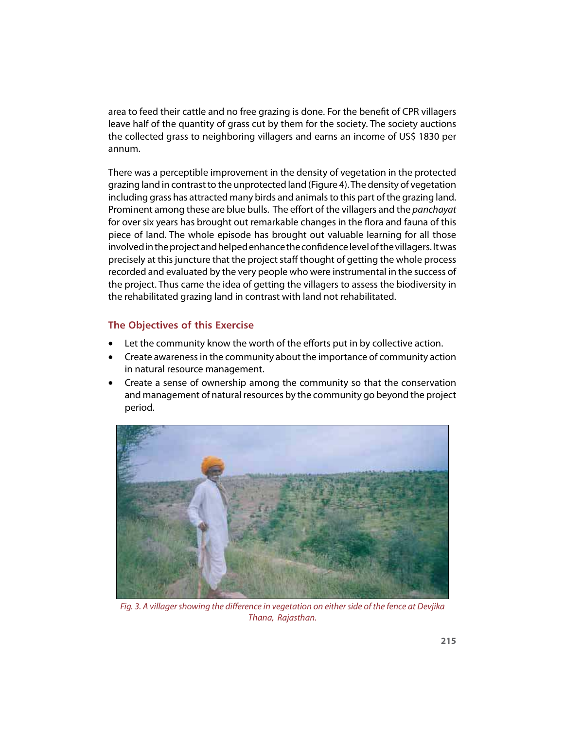area to feed their cattle and no free grazing is done. For the benefit of CPR villagers leave half of the quantity of grass cut by them for the society. The society auctions the collected grass to neighboring villagers and earns an income of US$ 1830 per annum.

There was a perceptible improvement in the density of vegetation in the protected grazing land in contrast to the unprotected land (Figure 4). The density of vegetation including grass has attracted many birds and animals to this part of the grazing land. Prominent among these are blue bulls. The effort of the villagers and the *panchayat* for over six years has brought out remarkable changes in the flora and fauna of this piece of land. The whole episode has brought out valuable learning for all those involved in the project and helped enhance the confidence level of the villagers. It was precisely at this juncture that the project staff thought of getting the whole process recorded and evaluated by the very people who were instrumental in the success of the project. Thus came the idea of getting the villagers to assess the biodiversity in the rehabilitated grazing land in contrast with land not rehabilitated.

### The Objectives of this Exercise

- Let the community know the worth of the efforts put in by collective action.
- Create awareness in the community about the importance of community action in natural resource management.
- Create a sense of ownership among the community so that the conservation and management of natural resources by the community go beyond the project period.

*Fig. 3. A villager showing the difference in vegetation on either side of the fence at Devjika Thana, Rajasthan.*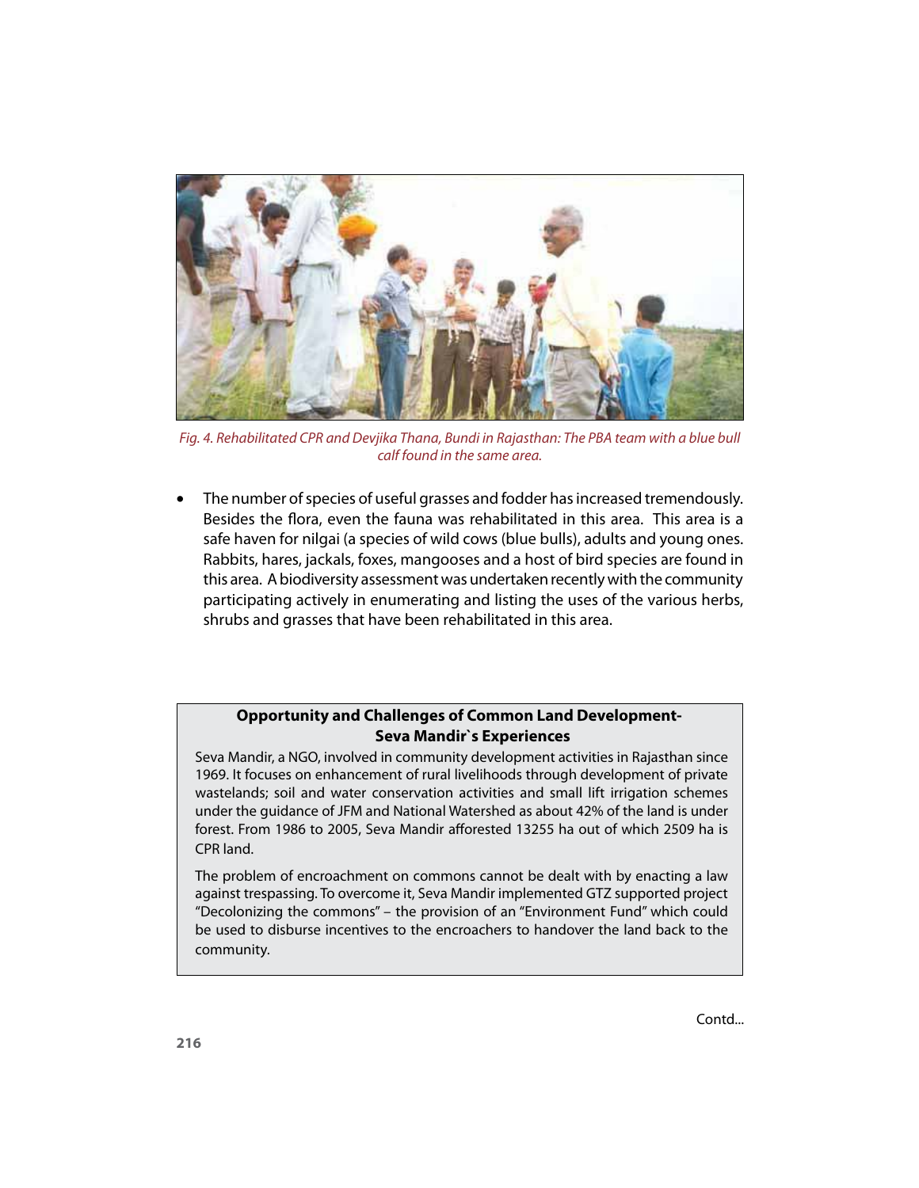*Fig. 4. Rehabilitated CPR and Devjika Thana, Bundi in Rajasthan: The PBA team with a blue bull calf found in the same area.*

- The number of species of useful grasses and fodder has increased tremendously. Besides the flora, even the fauna was rehabilitated in this area. This area is a safe haven for nilgai (a species of wild cows (blue bulls), adults and young ones. Rabbits, hares, jackals, foxes, mangooses and a host of bird species are found in this area. A biodiversity assessment was undertaken recently with the community participating actively in enumerating and listing the uses of the various herbs, shrubs and grasses that have been rehabilitated in this area.

**Opportunity and Challenges of Common Land Development-**
**Seva Mandir`s Experiences**

Seva Mandir, a NGO, involved in community development activities in Rajasthan since 1969. It focuses on enhancement of rural livelihoods through development of private wastelands; soil and water conservation activities and small lift irrigation schemes under the guidance of JFM and National Watershed as about 42% of the land is under forest. From 1986 to 2005, Seva Mandir afforested 13255 ha out of which 2509 ha is CPR land.

The problem of encroachment on commons cannot be dealt with by enacting a law against trespassing. To overcome it, Seva Mandir implemented GTZ supported project "Decolonizing the commons" – the provision of an "Environment Fund" which could be used to disburse incentives to the encroachers to handover the land back to the community.

Contd...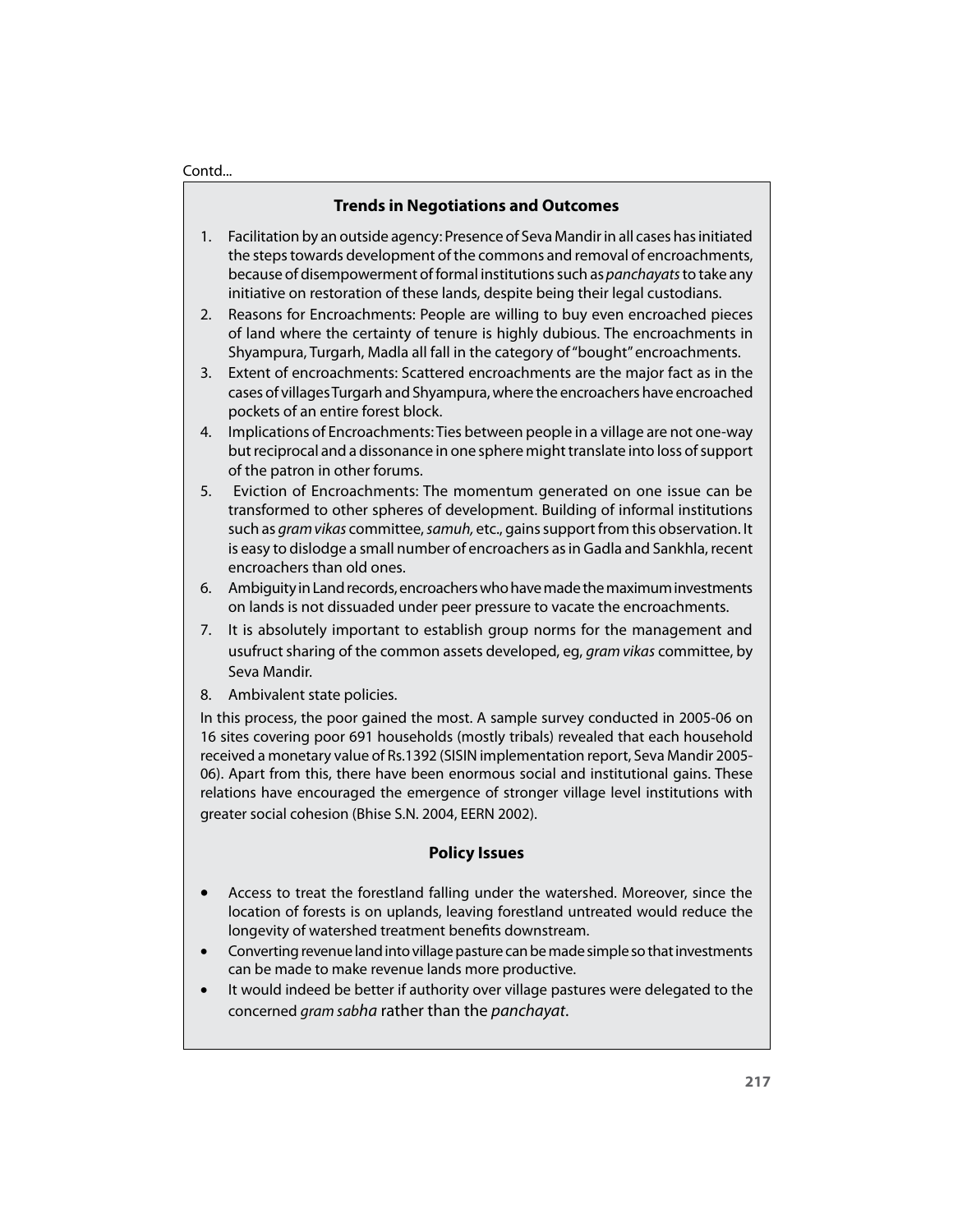Contd...

### Trends in Negotiations and Outcomes

1. Facilitation by an outside agency: Presence of Seva Mandir in all cases has initiated the steps towards development of the commons and removal of encroachments, because of disempowerment of formal institutions such as *panchayats* to take any initiative on restoration of these lands, despite being their legal custodians.
2. Reasons for Encroachments: People are willing to buy even encroached pieces of land where the certainty of tenure is highly dubious. The encroachments in Shyampura, Turgarh, Madla all fall in the category of "bought" encroachments.
3. Extent of encroachments: Scattered encroachments are the major fact as in the cases of villages Turgarh and Shyampura, where the encroachers have encroached pockets of an entire forest block.
4. Implications of Encroachments: Ties between people in a village are not one-way but reciprocal and a dissonance in one sphere might translate into loss of support of the patron in other forums.
5. Eviction of Encroachments: The momentum generated on one issue can be transformed to other spheres of development. Building of informal institutions such as *gram vikas* committee, *samuh,* etc., gains support from this observation. It is easy to dislodge a small number of encroachers as in Gadla and Sankhla, recent encroachers than old ones.
6. Ambiguity in Land records, encroachers who have made the maximum investments on lands is not dissuaded under peer pressure to vacate the encroachments.
7. It is absolutely important to establish group norms for the management and usufruct sharing of the common assets developed, eg, *gram vikas* committee, by Seva Mandir.
8. Ambivalent state policies.

In this process, the poor gained the most. A sample survey conducted in 2005-06 on 16 sites covering poor 691 households (mostly tribals) revealed that each household received a monetary value of Rs.1392 (SISIN implementation report, Seva Mandir 2005-06). Apart from this, there have been enormous social and institutional gains. These relations have encouraged the emergence of stronger village level institutions with greater social cohesion (Bhise S.N. 2004, EERN 2002).

### Policy Issues

- Access to treat the forestland falling under the watershed. Moreover, since the location of forests is on uplands, leaving forestland untreated would reduce the longevity of watershed treatment benefits downstream.
- Converting revenue land into village pasture can be made simple so that investments can be made to make revenue lands more productive.
- It would indeed be better if authority over village pastures were delegated to the concerned *gram sabha* rather than the *panchayat*.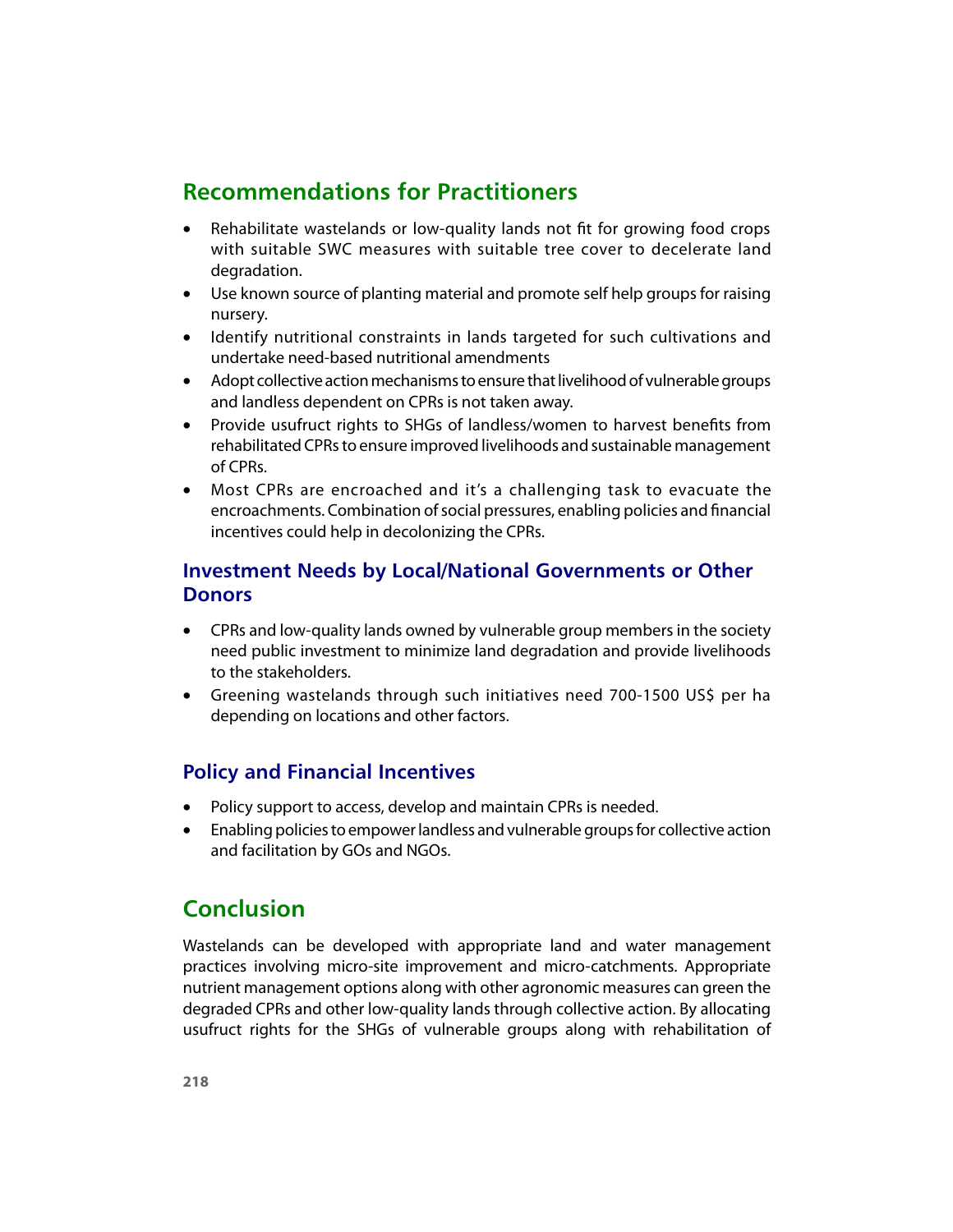## Recommendations for Practitioners

- Rehabilitate wastelands or low-quality lands not fit for growing food crops with suitable SWC measures with suitable tree cover to decelerate land degradation.
- Use known source of planting material and promote self help groups for raising nursery.
- Identify nutritional constraints in lands targeted for such cultivations and undertake need-based nutritional amendments
- Adopt collective action mechanisms to ensure that livelihood of vulnerable groups and landless dependent on CPRs is not taken away.
- Provide usufruct rights to SHGs of landless/women to harvest benefits from rehabilitated CPRs to ensure improved livelihoods and sustainable management of CPRs.
- Most CPRs are encroached and it's a challenging task to evacuate the encroachments. Combination of social pressures, enabling policies and financial incentives could help in decolonizing the CPRs.

### Investment Needs by Local/National Governments or Other Donors

- CPRs and low-quality lands owned by vulnerable group members in the society need public investment to minimize land degradation and provide livelihoods to the stakeholders.
- Greening wastelands through such initiatives need 700-1500 US$ per ha depending on locations and other factors.

### Policy and Financial Incentives

- Policy support to access, develop and maintain CPRs is needed.
- Enabling policies to empower landless and vulnerable groups for collective action and facilitation by GOs and NGOs.

## Conclusion

Wastelands can be developed with appropriate land and water management practices involving micro-site improvement and micro-catchments. Appropriate nutrient management options along with other agronomic measures can green the degraded CPRs and other low-quality lands through collective action. By allocating usufruct rights for the SHGs of vulnerable groups along with rehabilitation of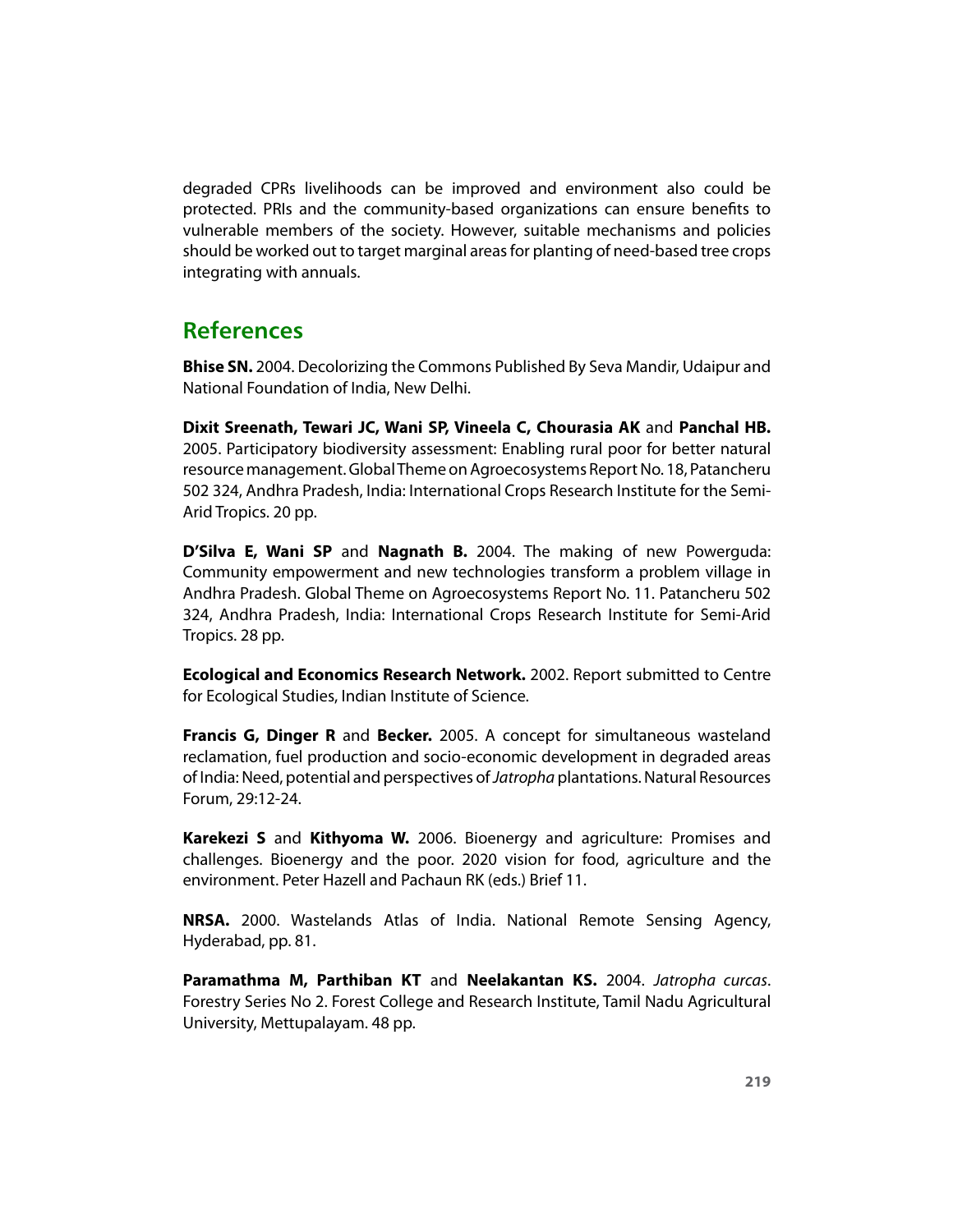degraded CPRs livelihoods can be improved and environment also could be protected. PRIs and the community-based organizations can ensure benefits to vulnerable members of the society. However, suitable mechanisms and policies should be worked out to target marginal areas for planting of need-based tree crops integrating with annuals.

## References

**Bhise SN.** 2004. Decolorizing the Commons Published By Seva Mandir, Udaipur and National Foundation of India, New Delhi.

**Dixit Sreenath, Tewari JC, Wani SP, Vineela C, Chourasia AK** and **Panchal HB.** 2005. Participatory biodiversity assessment: Enabling rural poor for better natural resource management. Global Theme on Agroecosystems Report No. 18, Patancheru 502 324, Andhra Pradesh, India: International Crops Research Institute for the Semi-Arid Tropics. 20 pp.

**D'Silva E, Wani SP** and **Nagnath B.** 2004. The making of new Powerguda: Community empowerment and new technologies transform a problem village in Andhra Pradesh. Global Theme on Agroecosystems Report No. 11. Patancheru 502 324, Andhra Pradesh, India: International Crops Research Institute for Semi-Arid Tropics. 28 pp.

**Ecological and Economics Research Network.** 2002. Report submitted to Centre for Ecological Studies, Indian Institute of Science.

**Francis G, Dinger R** and **Becker.** 2005. A concept for simultaneous wasteland reclamation, fuel production and socio-economic development in degraded areas of India: Need, potential and perspectives of *Jatropha* plantations. Natural Resources Forum, 29:12-24.

**Karekezi S** and **Kithyoma W.** 2006. Bioenergy and agriculture: Promises and challenges. Bioenergy and the poor. 2020 vision for food, agriculture and the environment. Peter Hazell and Pachaun RK (eds.) Brief 11.

**NRSA.** 2000. Wastelands Atlas of India. National Remote Sensing Agency, Hyderabad, pp. 81.

**Paramathma M, Parthiban KT** and **Neelakantan KS.** 2004. *Jatropha curcas*. Forestry Series No 2. Forest College and Research Institute, Tamil Nadu Agricultural University, Mettupalayam. 48 pp.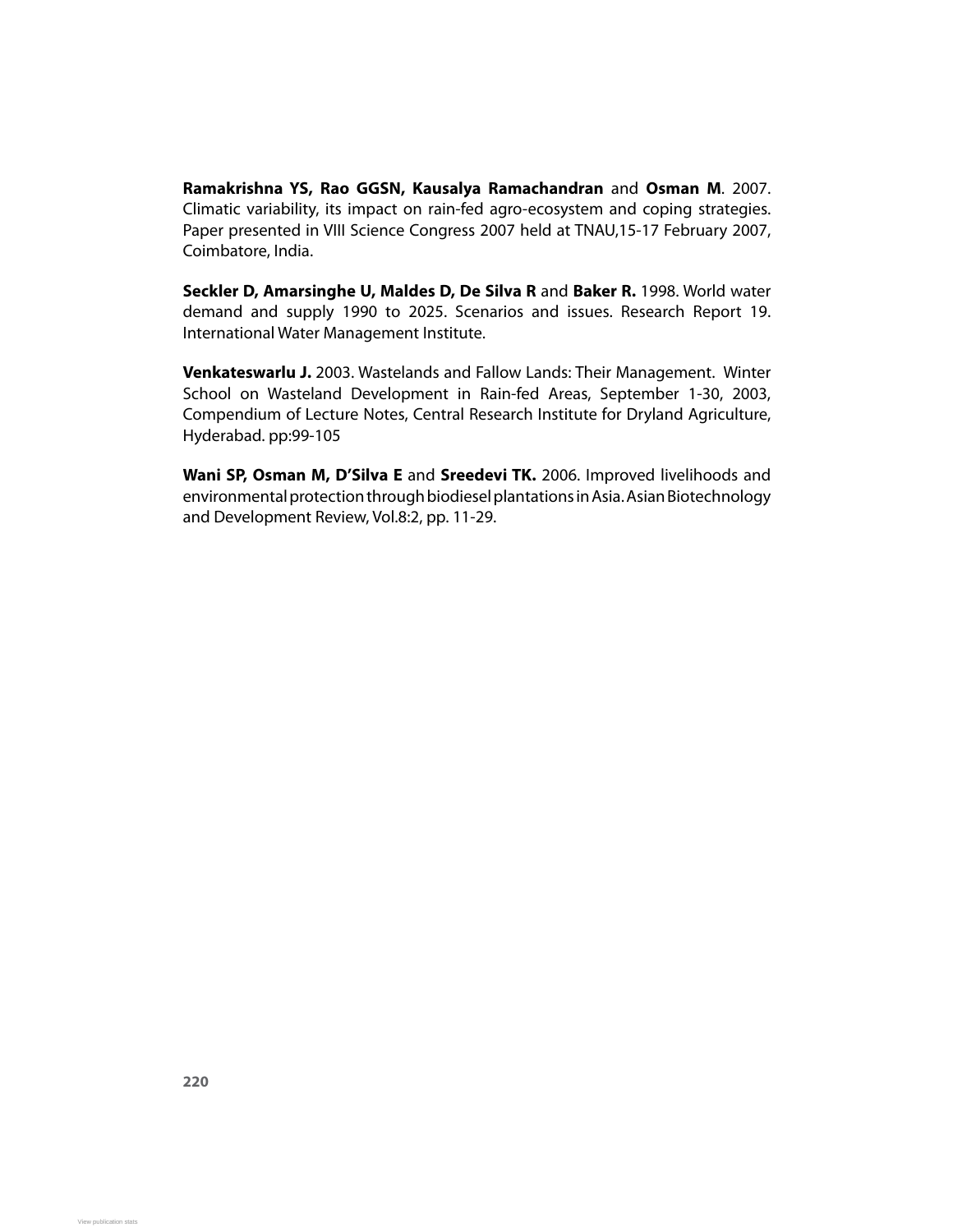**Ramakrishna YS, Rao GGSN, Kausalya Ramachandran** and **Osman M**. 2007. Climatic variability, its impact on rain-fed agro-ecosystem and coping strategies. Paper presented in VIII Science Congress 2007 held at TNAU,15-17 February 2007, Coimbatore, India.

**Seckler D, Amarsinghe U, Maldes D, De Silva R** and **Baker R.** 1998. World water demand and supply 1990 to 2025. Scenarios and issues. Research Report 19. International Water Management Institute.

**Venkateswarlu J.** 2003. Wastelands and Fallow Lands: Their Management. Winter School on Wasteland Development in Rain-fed Areas, September 1-30, 2003, Compendium of Lecture Notes, Central Research Institute for Dryland Agriculture, Hyderabad. pp:99-105

**Wani SP, Osman M, D'Silva E** and **Sreedevi TK.** 2006. Improved livelihoods and environmental protection through biodiesel plantations in Asia. Asian Biotechnology and Development Review, Vol.8:2, pp. 11-29.